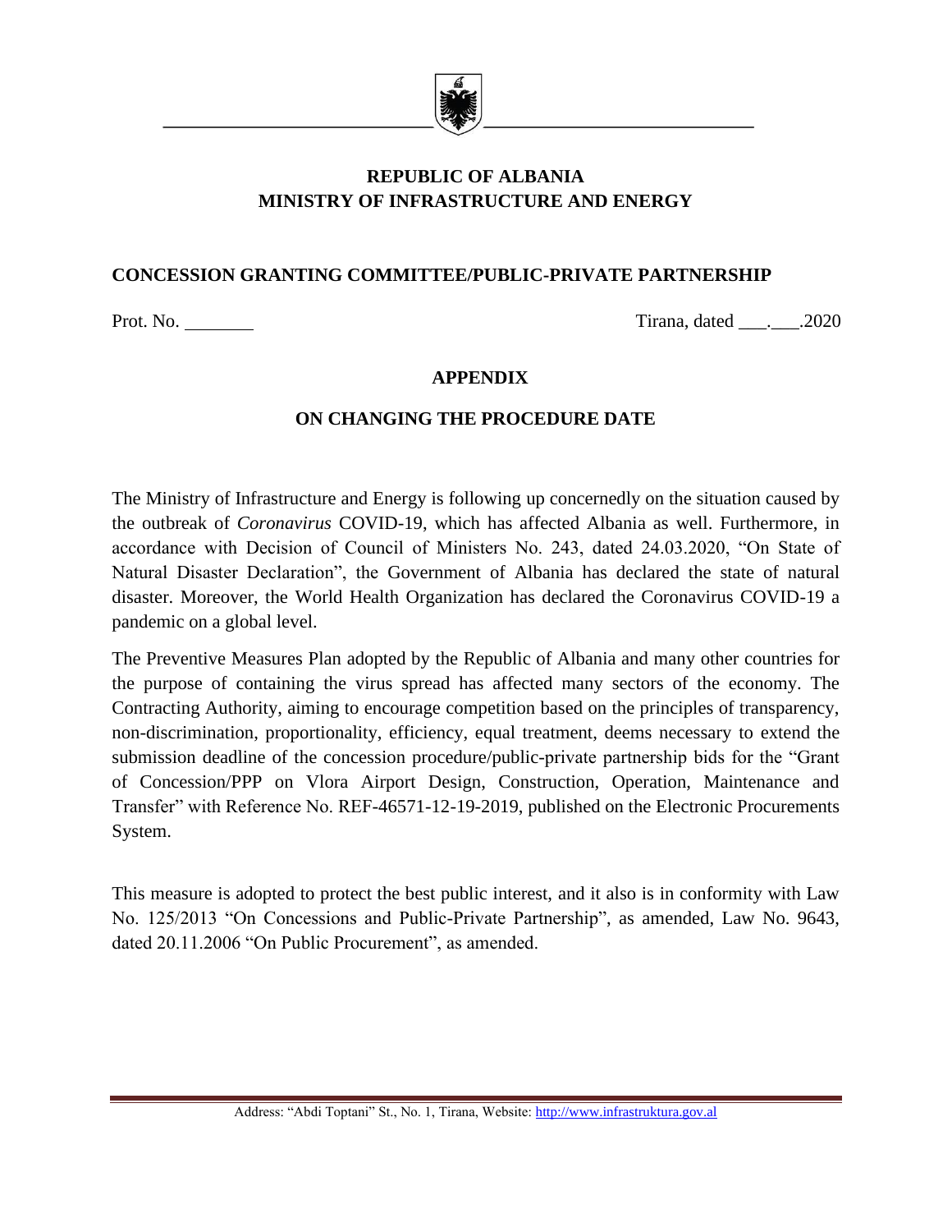**REPUBLIC OF ALBANIA**
**MINISTRY OF INFRASTRUCTURE AND ENERGY**

**CONCESSION GRANTING COMMITTEE/PUBLIC-PRIVATE PARTNERSHIP**

Prot. No. ________ Tirana, dated ___.___.2020

# APPENDIX

## ON CHANGING THE PROCEDURE DATE

The Ministry of Infrastructure and Energy is following up concernedly on the situation caused by the outbreak of *Coronavirus* COVID-19, which has affected Albania as well. Furthermore, in accordance with Decision of Council of Ministers No. 243, dated 24.03.2020, "On State of Natural Disaster Declaration", the Government of Albania has declared the state of natural disaster. Moreover, the World Health Organization has declared the Coronavirus COVID-19 a pandemic on a global level.

The Preventive Measures Plan adopted by the Republic of Albania and many other countries for the purpose of containing the virus spread has affected many sectors of the economy. The Contracting Authority, aiming to encourage competition based on the principles of transparency, non-discrimination, proportionality, efficiency, equal treatment, deems necessary to extend the submission deadline of the concession procedure/public-private partnership bids for the "Grant of Concession/PPP on Vlora Airport Design, Construction, Operation, Maintenance and Transfer" with Reference No. REF-46571-12-19-2019, published on the Electronic Procurements System.

This measure is adopted to protect the best public interest, and it also is in conformity with Law No. 125/2013 "On Concessions and Public-Private Partnership", as amended, Law No. 9643, dated 20.11.2006 "On Public Procurement", as amended.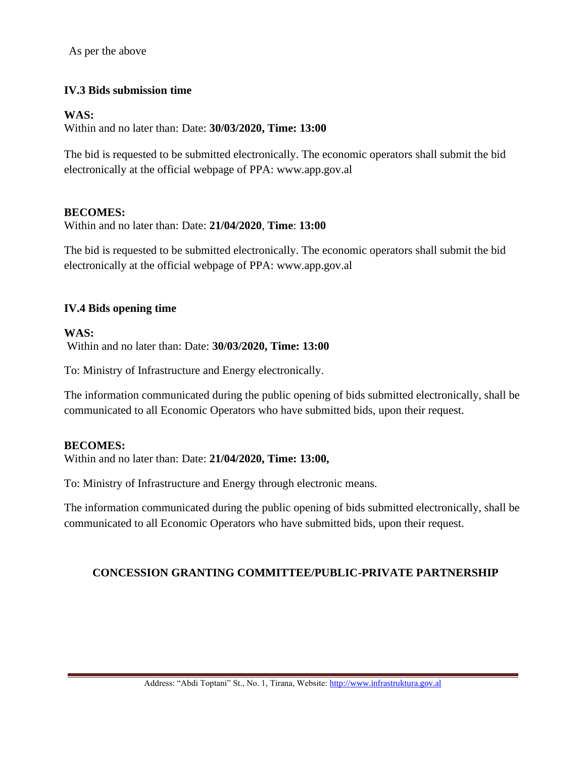As per the above

**IV.3 Bids submission time**

**WAS:**
Within and no later than: Date: **30/03/2020, Time: 13:00**

The bid is requested to be submitted electronically. The economic operators shall submit the bid electronically at the official webpage of PPA: www.app.gov.al

**BECOMES:**
Within and no later than: Date: **21/04/2020**, **Time**: **13:00**

The bid is requested to be submitted electronically. The economic operators shall submit the bid electronically at the official webpage of PPA: www.app.gov.al

**IV.4 Bids opening time**

**WAS:**
Within and no later than: Date: **30/03/2020, Time: 13:00**

To: Ministry of Infrastructure and Energy electronically.

The information communicated during the public opening of bids submitted electronically, shall be communicated to all Economic Operators who have submitted bids, upon their request.

**BECOMES:**
Within and no later than: Date: **21/04/2020, Time: 13:00,**

To: Ministry of Infrastructure and Energy through electronic means.

The information communicated during the public opening of bids submitted electronically, shall be communicated to all Economic Operators who have submitted bids, upon their request.

**CONCESSION GRANTING COMMITTEE/PUBLIC-PRIVATE PARTNERSHIP**

Address: "Abdi Toptani" St., No. 1, Tirana, Website: http://www.infrastruktura.gov.al